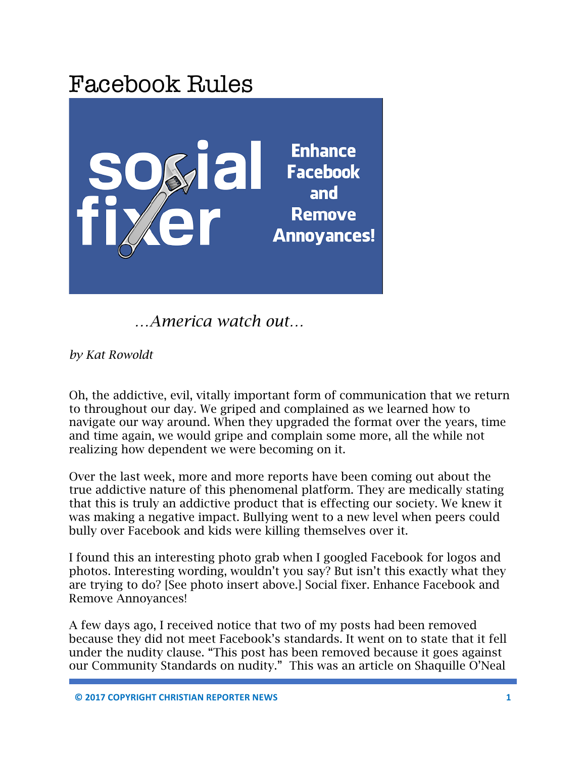# Facebook Rules

*…America watch out…*

*by Kat Rowoldt*

Oh, the addictive, evil, vitally important form of communication that we return to throughout our day. We griped and complained as we learned how to navigate our way around. When they upgraded the format over the years, time and time again, we would gripe and complain some more, all the while not realizing how dependent we were becoming on it.

Over the last week, more and more reports have been coming out about the true addictive nature of this phenomenal platform. They are medically stating that this is truly an addictive product that is effecting our society. We knew it was making a negative impact. Bullying went to a new level when peers could bully over Facebook and kids were killing themselves over it.

I found this an interesting photo grab when I googled Facebook for logos and photos. Interesting wording, wouldn't you say? But isn't this exactly what they are trying to do? [See photo insert above.] Social fixer. Enhance Facebook and Remove Annoyances!

A few days ago, I received notice that two of my posts had been removed because they did not meet Facebook's standards. It went on to state that it fell under the nudity clause. "This post has been removed because it goes against our Community Standards on nudity." This was an article on Shaquille O'Neal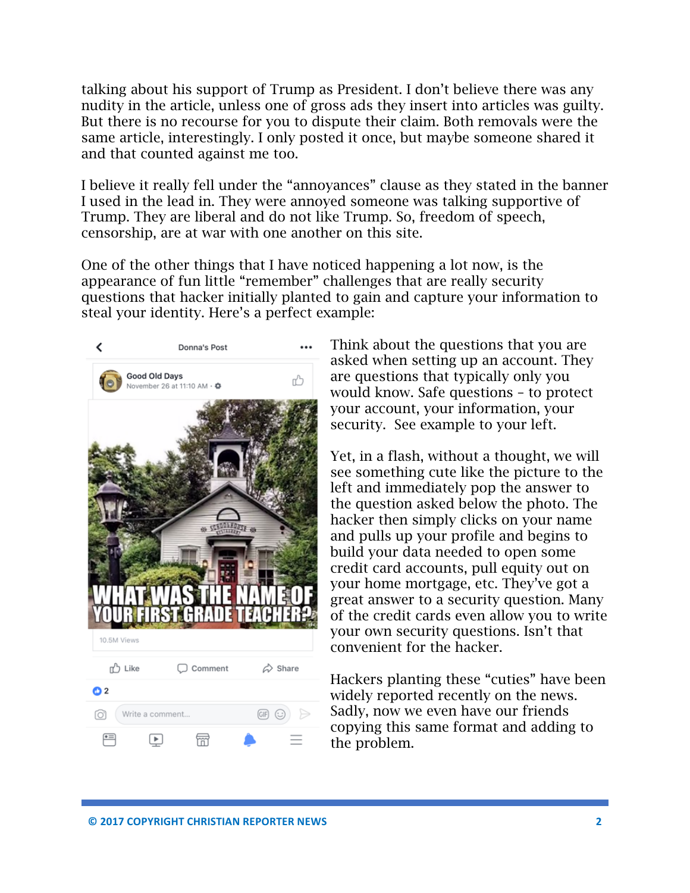talking about his support of Trump as President. I don't believe there was any nudity in the article, unless one of gross ads they insert into articles was guilty. But there is no recourse for you to dispute their claim. Both removals were the same article, interestingly. I only posted it once, but maybe someone shared it and that counted against me too.

I believe it really fell under the "annoyances" clause as they stated in the banner I used in the lead in. They were annoyed someone was talking supportive of Trump. They are liberal and do not like Trump. So, freedom of speech, censorship, are at war with one another on this site.

One of the other things that I have noticed happening a lot now, is the appearance of fun little "remember" challenges that are really security questions that hacker initially planted to gain and capture your information to steal your identity. Here's a perfect example:

Think about the questions that you are asked when setting up an account. They are questions that typically only you would know. Safe questions – to protect your account, your information, your security. See example to your left.

Yet, in a flash, without a thought, we will see something cute like the picture to the left and immediately pop the answer to the question asked below the photo. The hacker then simply clicks on your name and pulls up your profile and begins to build your data needed to open some credit card accounts, pull equity out on your home mortgage, etc. They've got a great answer to a security question. Many of the credit cards even allow you to write your own security questions. Isn't that convenient for the hacker.

Hackers planting these "cuties" have been widely reported recently on the news. Sadly, now we even have our friends copying this same format and adding to the problem.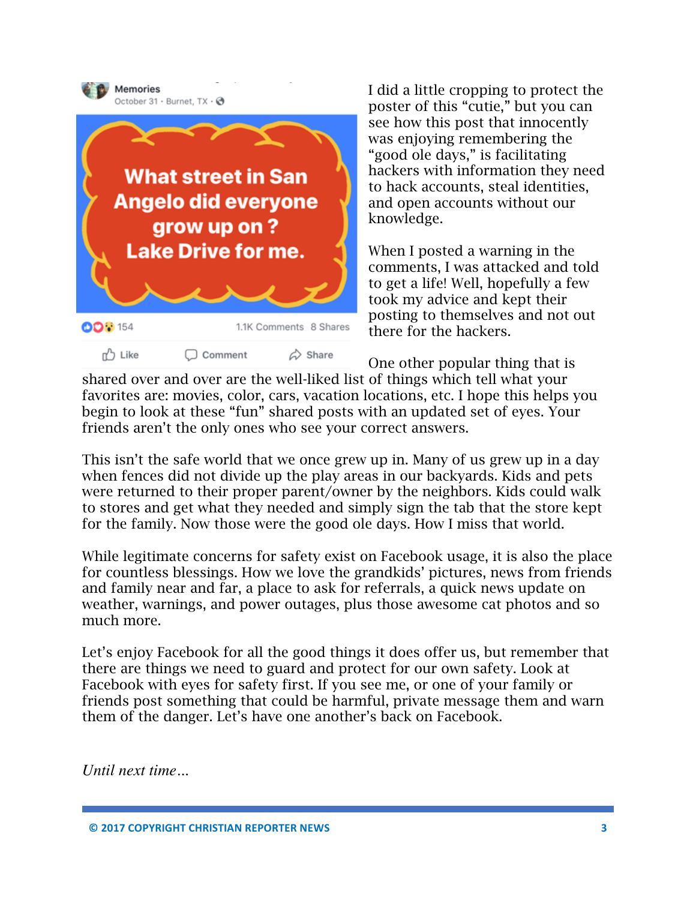Memories
October 31 · Burnet, TX ·

What street in San Angelo did everyone grow up on ?
Lake Drive for me.

154 1.1K Comments 8 Shares

Like Comment Share

I did a little cropping to protect the poster of this "cutie," but you can see how this post that innocently was enjoying remembering the "good ole days," is facilitating hackers with information they need to hack accounts, steal identities, and open accounts without our knowledge.

When I posted a warning in the comments, I was attacked and told to get a life! Well, hopefully a few took my advice and kept their posting to themselves and not out there for the hackers.

One other popular thing that is shared over and over are the well-liked list of things which tell what your favorites are: movies, color, cars, vacation locations, etc. I hope this helps you begin to look at these "fun" shared posts with an updated set of eyes. Your friends aren't the only ones who see your correct answers.

This isn't the safe world that we once grew up in. Many of us grew up in a day when fences did not divide up the play areas in our backyards. Kids and pets were returned to their proper parent/owner by the neighbors. Kids could walk to stores and get what they needed and simply sign the tab that the store kept for the family. Now those were the good ole days. How I miss that world.

While legitimate concerns for safety exist on Facebook usage, it is also the place for countless blessings. How we love the grandkids' pictures, news from friends and family near and far, a place to ask for referrals, a quick news update on weather, warnings, and power outages, plus those awesome cat photos and so much more.

Let's enjoy Facebook for all the good things it does offer us, but remember that there are things we need to guard and protect for our own safety. Look at Facebook with eyes for safety first. If you see me, or one of your family or friends post something that could be harmful, private message them and warn them of the danger. Let's have one another's back on Facebook.

*Until next time…*

© 2017 COPYRIGHT CHRISTIAN REPORTER NEWS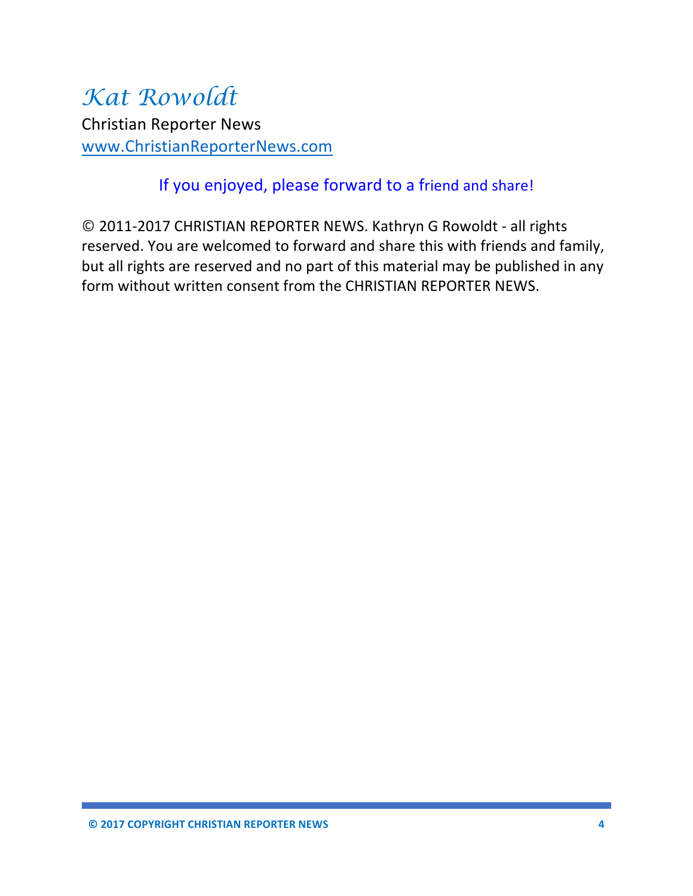*Kat Rowoldt*

Christian Reporter News
www.ChristianReporterNews.com

If you enjoyed, please forward to a friend and share!

© 2011-2017 CHRISTIAN REPORTER NEWS. Kathryn G Rowoldt - all rights reserved. You are welcomed to forward and share this with friends and family, but all rights are reserved and no part of this material may be published in any form without written consent from the CHRISTIAN REPORTER NEWS.